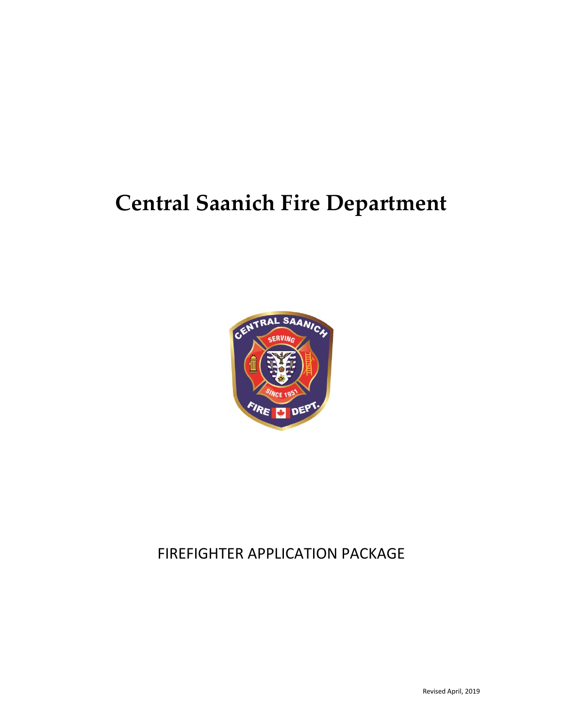# Central Saanich Fire Department

FIREFIGHTER APPLICATION PACKAGE

Revised April, 2019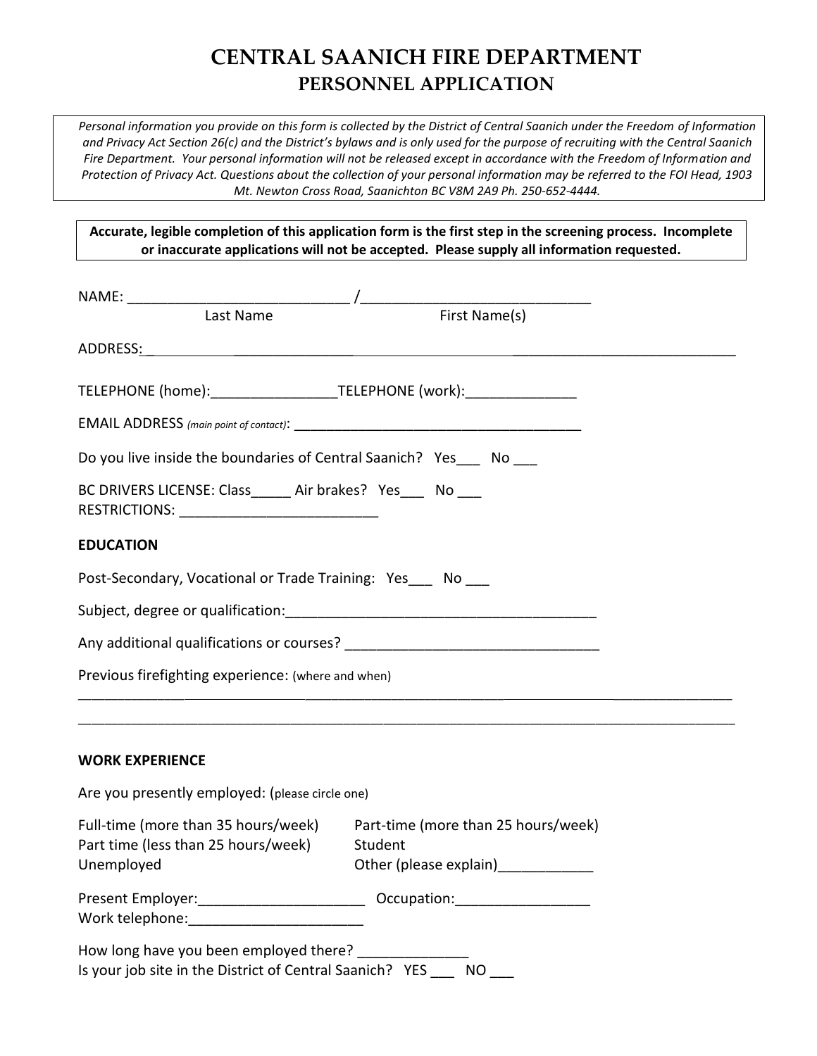# CENTRAL SAANICH FIRE DEPARTMENT
## PERSONNEL APPLICATION

*Personal information you provide on this form is collected by the District of Central Saanich under the Freedom of Information and Privacy Act Section 26(c) and the District's bylaws and is only used for the purpose of recruiting with the Central Saanich Fire Department. Your personal information will not be released except in accordance with the Freedom of Information and Protection of Privacy Act. Questions about the collection of your personal information may be referred to the FOI Head, 1903 Mt. Newton Cross Road, Saanichton BC V8M 2A9 Ph. 250-652-4444.*

**Accurate, legible completion of this application form is the first step in the screening process. Incomplete or inaccurate applications will not be accepted. Please supply all information requested.**

NAME: ____________________________ /____________________________
Last Name First Name(s)

ADDRESS: ______________________________________________________________

TELEPHONE (home):________________TELEPHONE (work):______________

EMAIL ADDRESS *(main point of contact)*: ______________________________________

Do you live inside the boundaries of Central Saanich? Yes___ No ___

BC DRIVERS LICENSE: Class_____ Air brakes? Yes___ No ___
RESTRICTIONS: _________________________

**EDUCATION**

Post-Secondary, Vocational or Trade Training: Yes___ No ___

Subject, degree or qualification:_______________________________________

Any additional qualifications or courses? ________________________________

Previous firefighting experience: (where and when)

___________________________________________________________________________

___________________________________________________________________________

**WORK EXPERIENCE**

Are you presently employed: (please circle one)

Full-time (more than 35 hours/week)
Part-time (more than 25 hours/week)
Part time (less than 25 hours/week)
Student
Unemployed
Other (please explain)____________

Present Employer:_____________________ Occupation:_________________
Work telephone:______________________

How long have you been employed there? ______________
Is your job site in the District of Central Saanich? YES ___ NO ___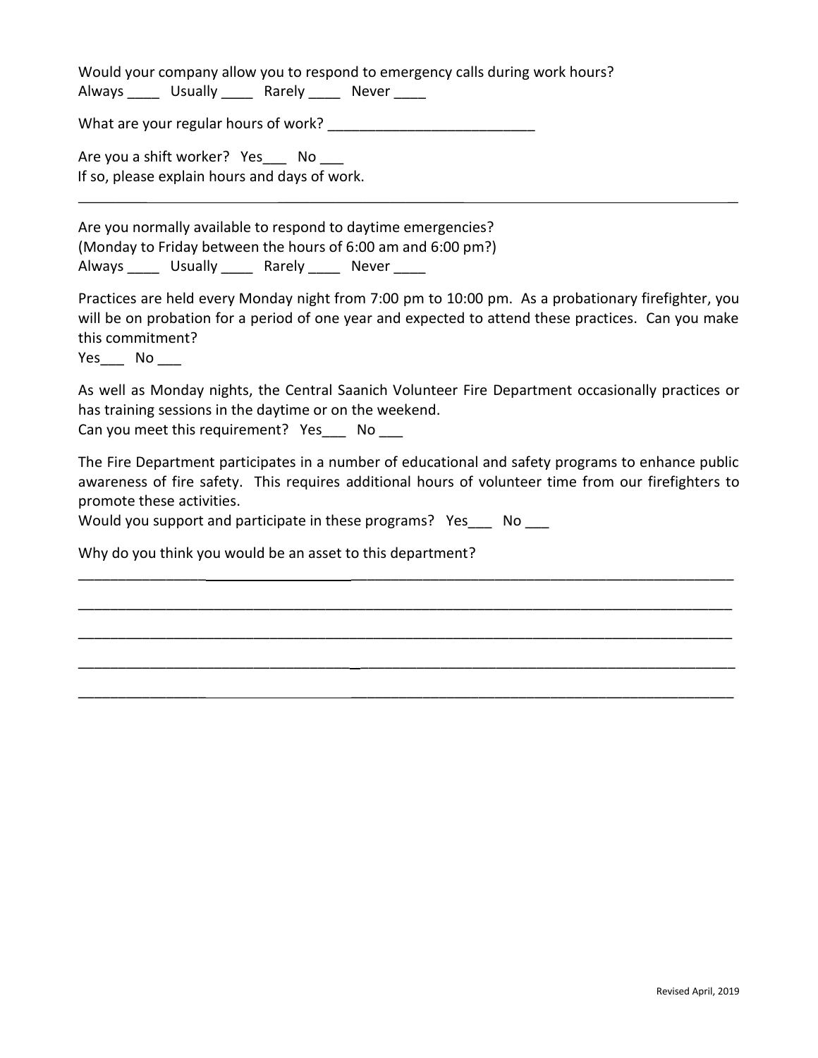Would your company allow you to respond to emergency calls during work hours?
Always ____ Usually ____ Rarely ____ Never ____

What are your regular hours of work? _________________________

Are you a shift worker? Yes___ No ___
If so, please explain hours and days of work.

_____________________________________________________________________________________

Are you normally available to respond to daytime emergencies?
(Monday to Friday between the hours of 6:00 am and 6:00 pm?)
Always ____ Usually ____ Rarely ____ Never ____

Practices are held every Monday night from 7:00 pm to 10:00 pm. As a probationary firefighter, you will be on probation for a period of one year and expected to attend these practices. Can you make this commitment?
Yes___ No ___

As well as Monday nights, the Central Saanich Volunteer Fire Department occasionally practices or has training sessions in the daytime or on the weekend.
Can you meet this requirement? Yes___ No ___

The Fire Department participates in a number of educational and safety programs to enhance public awareness of fire safety. This requires additional hours of volunteer time from our firefighters to promote these activities.
Would you support and participate in these programs? Yes___ No ___

Why do you think you would be an asset to this department?

_____________________________________________________________________________________

_____________________________________________________________________________________

_____________________________________________________________________________________

_____________________________________________________________________________________

_____________________________________________________________________________________

Revised April, 2019